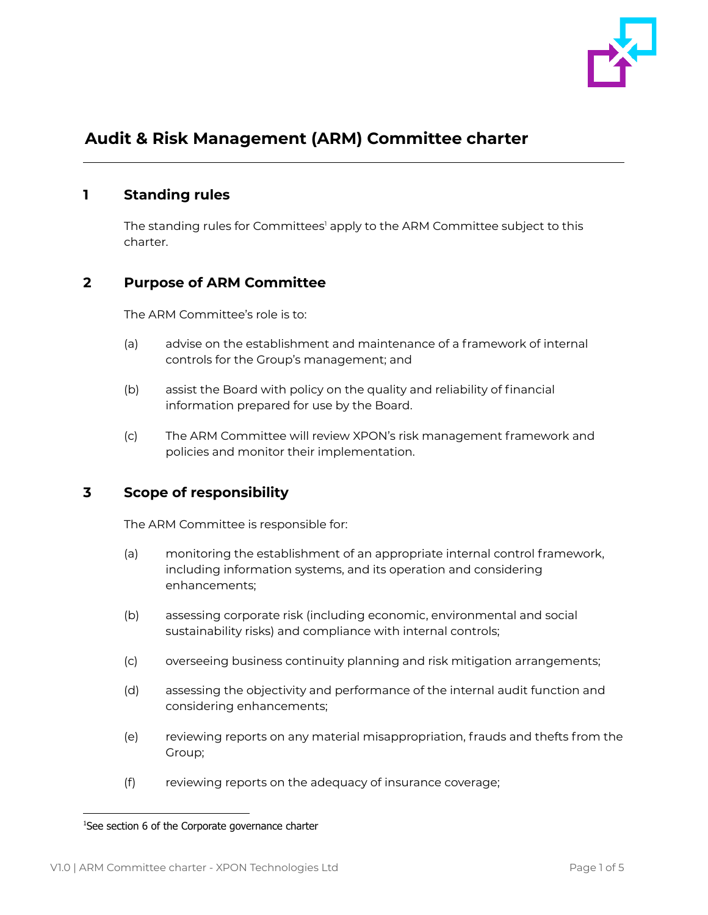# Audit & Risk Management (ARM) Committee charter

## 1 Standing rules

The standing rules for Committees[1] apply to the ARM Committee subject to this charter.

## 2 Purpose of ARM Committee

The ARM Committee's role is to:

(a) advise on the establishment and maintenance of a framework of internal controls for the Group's management; and

(b) assist the Board with policy on the quality and reliability of financial information prepared for use by the Board.

(c) The ARM Committee will review XPON's risk management framework and policies and monitor their implementation.

## 3 Scope of responsibility

The ARM Committee is responsible for:

(a) monitoring the establishment of an appropriate internal control framework, including information systems, and its operation and considering enhancements;

(b) assessing corporate risk (including economic, environmental and social sustainability risks) and compliance with internal controls;

(c) overseeing business continuity planning and risk mitigation arrangements;

(d) assessing the objectivity and performance of the internal audit function and considering enhancements;

(e) reviewing reports on any material misappropriation, frauds and thefts from the Group;

(f) reviewing reports on the adequacy of insurance coverage;

---

[1] See section 6 of the Corporate governance charter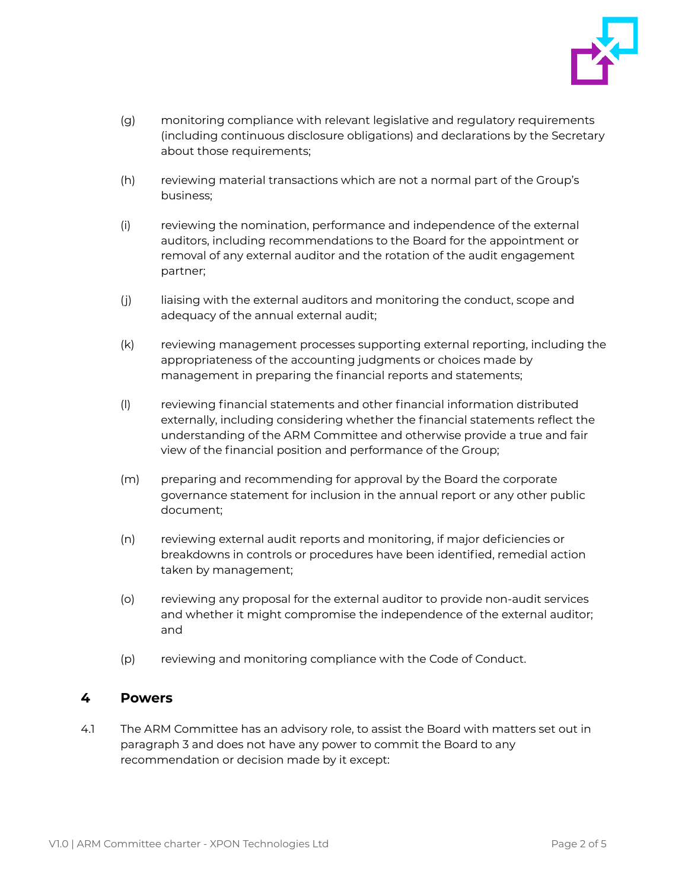(g) monitoring compliance with relevant legislative and regulatory requirements (including continuous disclosure obligations) and declarations by the Secretary about those requirements;

(h) reviewing material transactions which are not a normal part of the Group's business;

(i) reviewing the nomination, performance and independence of the external auditors, including recommendations to the Board for the appointment or removal of any external auditor and the rotation of the audit engagement partner;

(j) liaising with the external auditors and monitoring the conduct, scope and adequacy of the annual external audit;

(k) reviewing management processes supporting external reporting, including the appropriateness of the accounting judgments or choices made by management in preparing the financial reports and statements;

(l) reviewing financial statements and other financial information distributed externally, including considering whether the financial statements reflect the understanding of the ARM Committee and otherwise provide a true and fair view of the financial position and performance of the Group;

(m) preparing and recommending for approval by the Board the corporate governance statement for inclusion in the annual report or any other public document;

(n) reviewing external audit reports and monitoring, if major deficiencies or breakdowns in controls or procedures have been identified, remedial action taken by management;

(o) reviewing any proposal for the external auditor to provide non-audit services and whether it might compromise the independence of the external auditor; and

(p) reviewing and monitoring compliance with the Code of Conduct.

## 4 Powers

4.1 The ARM Committee has an advisory role, to assist the Board with matters set out in paragraph 3 and does not have any power to commit the Board to any recommendation or decision made by it except: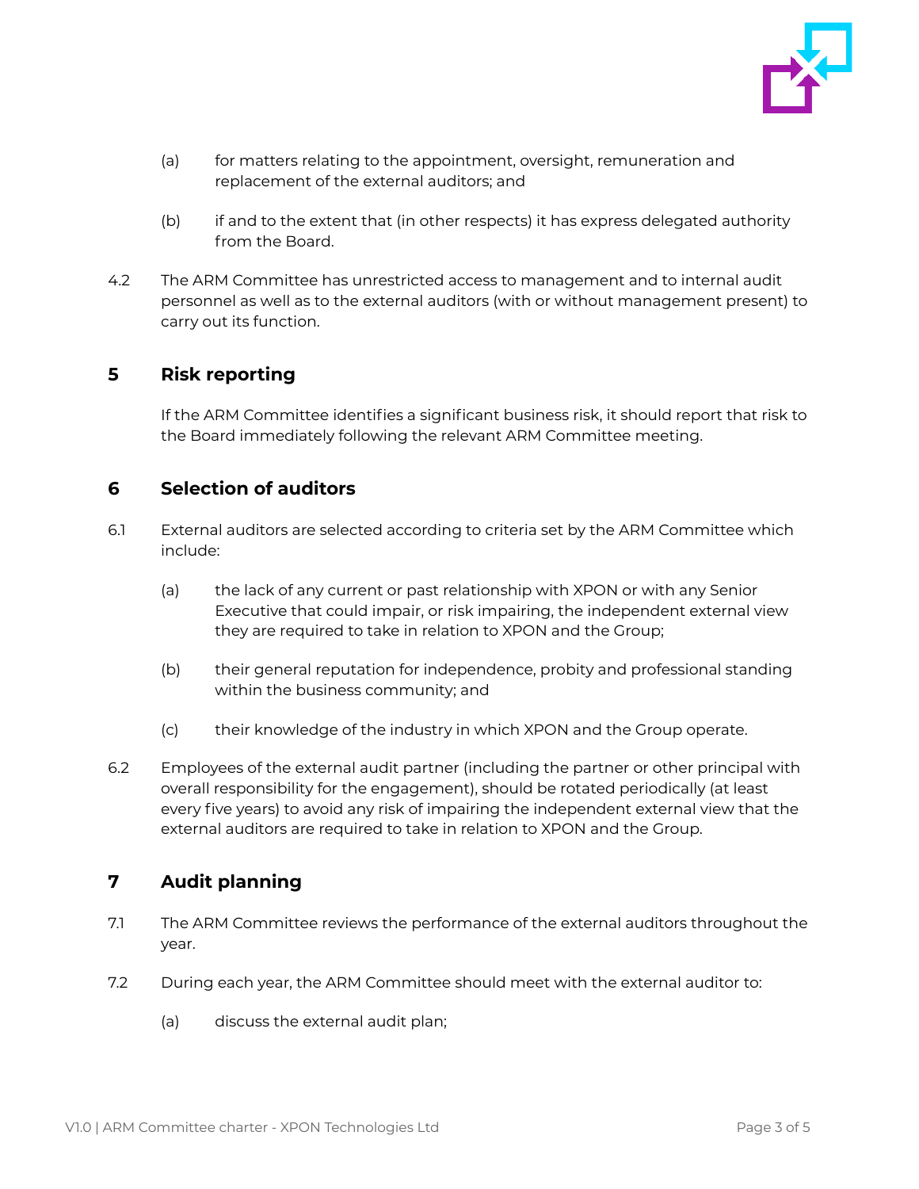(a) for matters relating to the appointment, oversight, remuneration and replacement of the external auditors; and

(b) if and to the extent that (in other respects) it has express delegated authority from the Board.

4.2 The ARM Committee has unrestricted access to management and to internal audit personnel as well as to the external auditors (with or without management present) to carry out its function.

## 5 Risk reporting

If the ARM Committee identifies a significant business risk, it should report that risk to the Board immediately following the relevant ARM Committee meeting.

## 6 Selection of auditors

6.1 External auditors are selected according to criteria set by the ARM Committee which include:

(a) the lack of any current or past relationship with XPON or with any Senior Executive that could impair, or risk impairing, the independent external view they are required to take in relation to XPON and the Group;

(b) their general reputation for independence, probity and professional standing within the business community; and

(c) their knowledge of the industry in which XPON and the Group operate.

6.2 Employees of the external audit partner (including the partner or other principal with overall responsibility for the engagement), should be rotated periodically (at least every five years) to avoid any risk of impairing the independent external view that the external auditors are required to take in relation to XPON and the Group.

## 7 Audit planning

7.1 The ARM Committee reviews the performance of the external auditors throughout the year.

7.2 During each year, the ARM Committee should meet with the external auditor to:

(a) discuss the external audit plan;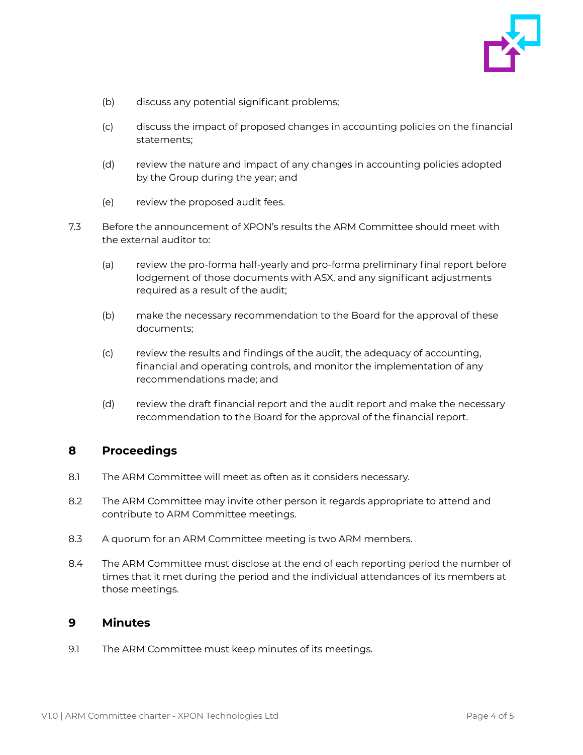(b) discuss any potential significant problems;

(c) discuss the impact of proposed changes in accounting policies on the financial statements;

(d) review the nature and impact of any changes in accounting policies adopted by the Group during the year; and

(e) review the proposed audit fees.

7.3 Before the announcement of XPON's results the ARM Committee should meet with the external auditor to:

(a) review the pro-forma half-yearly and pro-forma preliminary final report before lodgement of those documents with ASX, and any significant adjustments required as a result of the audit;

(b) make the necessary recommendation to the Board for the approval of these documents;

(c) review the results and findings of the audit, the adequacy of accounting, financial and operating controls, and monitor the implementation of any recommendations made; and

(d) review the draft financial report and the audit report and make the necessary recommendation to the Board for the approval of the financial report.

## 8 Proceedings

8.1 The ARM Committee will meet as often as it considers necessary.

8.2 The ARM Committee may invite other person it regards appropriate to attend and contribute to ARM Committee meetings.

8.3 A quorum for an ARM Committee meeting is two ARM members.

8.4 The ARM Committee must disclose at the end of each reporting period the number of times that it met during the period and the individual attendances of its members at those meetings.

## 9 Minutes

9.1 The ARM Committee must keep minutes of its meetings.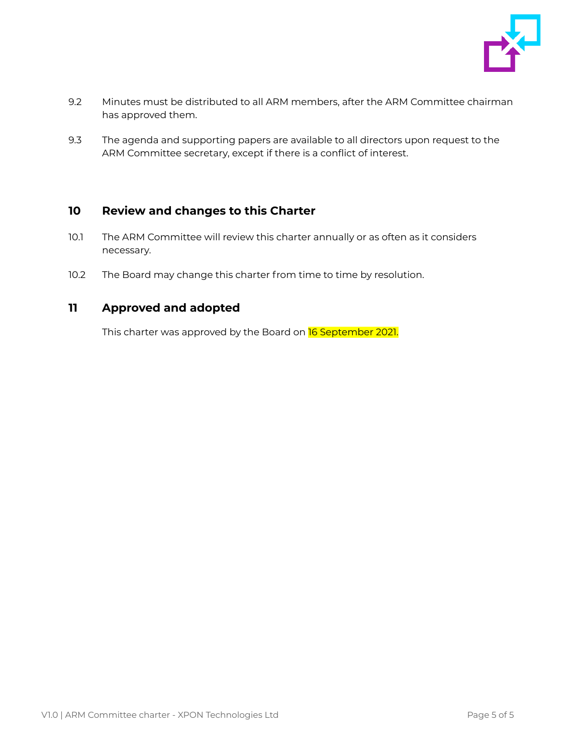9.2 Minutes must be distributed to all ARM members, after the ARM Committee chairman has approved them.

9.3 The agenda and supporting papers are available to all directors upon request to the ARM Committee secretary, except if there is a conflict of interest.

## 10 Review and changes to this Charter

10.1 The ARM Committee will review this charter annually or as often as it considers necessary.

10.2 The Board may change this charter from time to time by resolution.

## 11 Approved and adopted

This charter was approved by the Board on 16 September 2021.